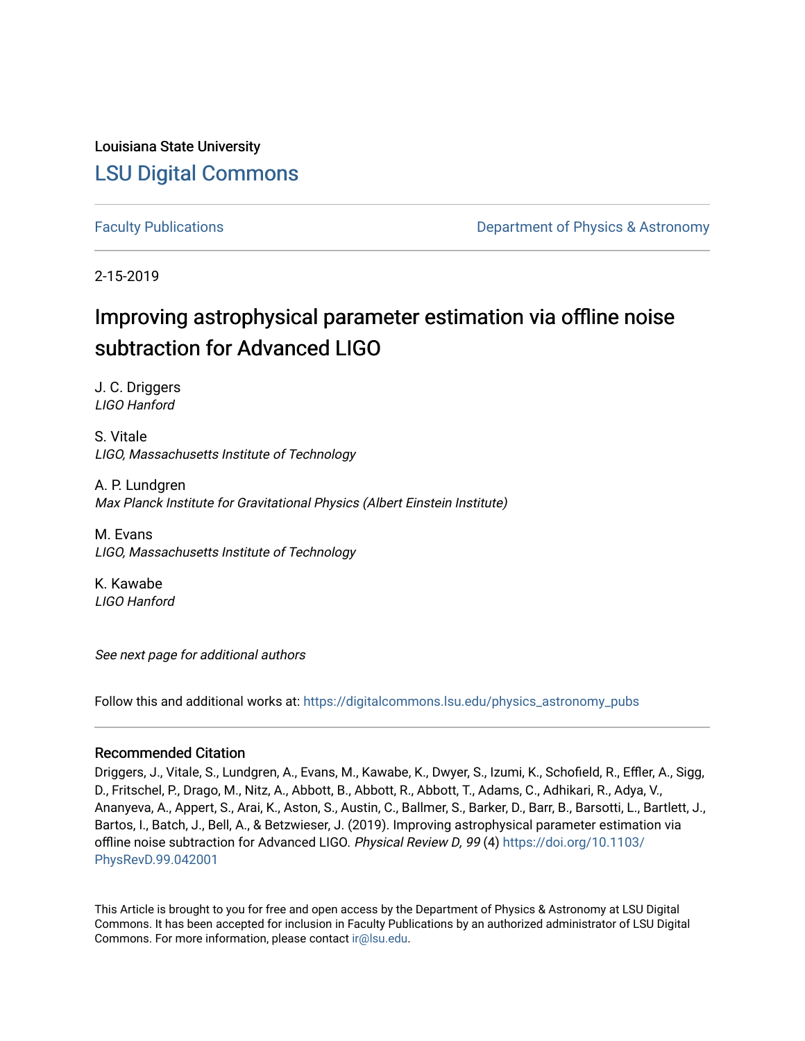Louisiana State University

# LSU Digital Commons

Faculty Publications

Department of Physics & Astronomy

2-15-2019

# Improving astrophysical parameter estimation via offline noise subtraction for Advanced LIGO

J. C. Driggers
*LIGO Hanford*

S. Vitale
*LIGO, Massachusetts Institute of Technology*

A. P. Lundgren
*Max Planck Institute for Gravitational Physics (Albert Einstein Institute)*

M. Evans
*LIGO, Massachusetts Institute of Technology*

K. Kawabe
*LIGO Hanford*

*See next page for additional authors*

Follow this and additional works at: https://digitalcommons.lsu.edu/physics_astronomy_pubs

## Recommended Citation

Driggers, J., Vitale, S., Lundgren, A., Evans, M., Kawabe, K., Dwyer, S., Izumi, K., Schofield, R., Effler, A., Sigg, D., Fritschel, P., Drago, M., Nitz, A., Abbott, B., Abbott, R., Abbott, T., Adams, C., Adhikari, R., Adya, V., Ananyeva, A., Appert, S., Arai, K., Aston, S., Austin, C., Ballmer, S., Barker, D., Barr, B., Barsotti, L., Bartlett, J., Bartos, I., Batch, J., Bell, A., & Betzwieser, J. (2019). Improving astrophysical parameter estimation via offline noise subtraction for Advanced LIGO. *Physical Review D, 99* (4) https://doi.org/10.1103/PhysRevD.99.042001

This Article is brought to you for free and open access by the Department of Physics & Astronomy at LSU Digital Commons. It has been accepted for inclusion in Faculty Publications by an authorized administrator of LSU Digital Commons. For more information, please contact ir@lsu.edu.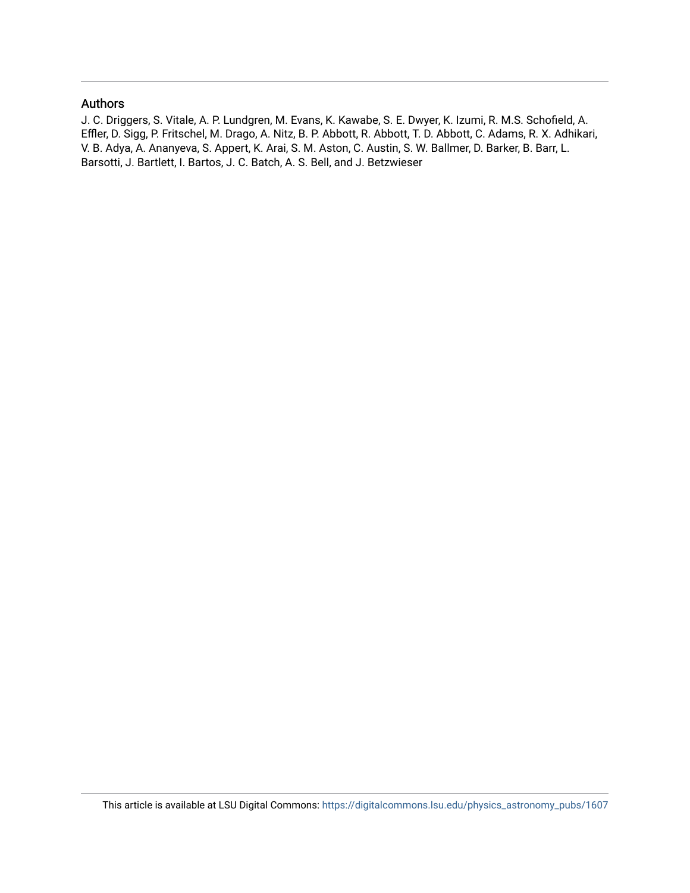## Authors

J. C. Driggers, S. Vitale, A. P. Lundgren, M. Evans, K. Kawabe, S. E. Dwyer, K. Izumi, R. M.S. Schofield, A. Effler, D. Sigg, P. Fritschel, M. Drago, A. Nitz, B. P. Abbott, R. Abbott, T. D. Abbott, C. Adams, R. X. Adhikari, V. B. Adya, A. Ananyeva, S. Appert, K. Arai, S. M. Aston, C. Austin, S. W. Ballmer, D. Barker, B. Barr, L. Barsotti, J. Bartlett, I. Bartos, J. C. Batch, A. S. Bell, and J. Betzwieser

This article is available at LSU Digital Commons: https://digitalcommons.lsu.edu/physics_astronomy_pubs/1607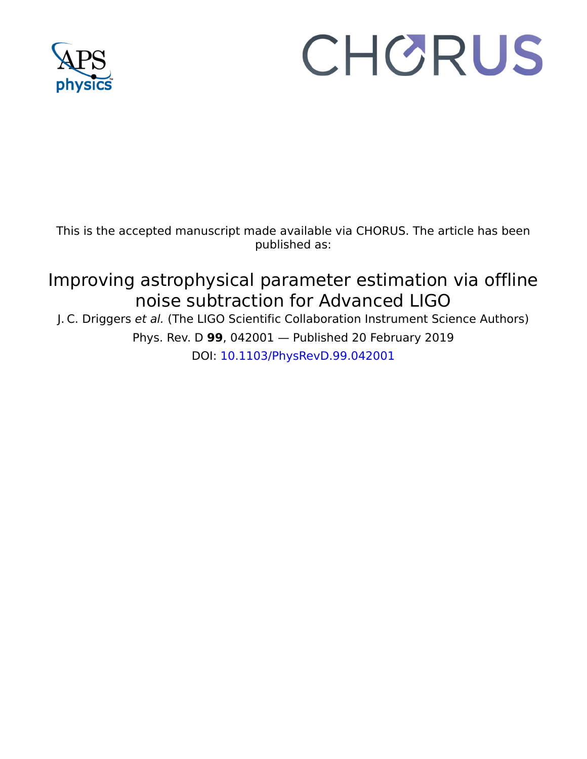This is the accepted manuscript made available via CHORUS. The article has been published as:

# Improving astrophysical parameter estimation via offline noise subtraction for Advanced LIGO

J. C. Driggers *et al.* (The LIGO Scientific Collaboration Instrument Science Authors)

Phys. Rev. D **99**, 042001 — Published 20 February 2019

DOI: 10.1103/PhysRevD.99.042001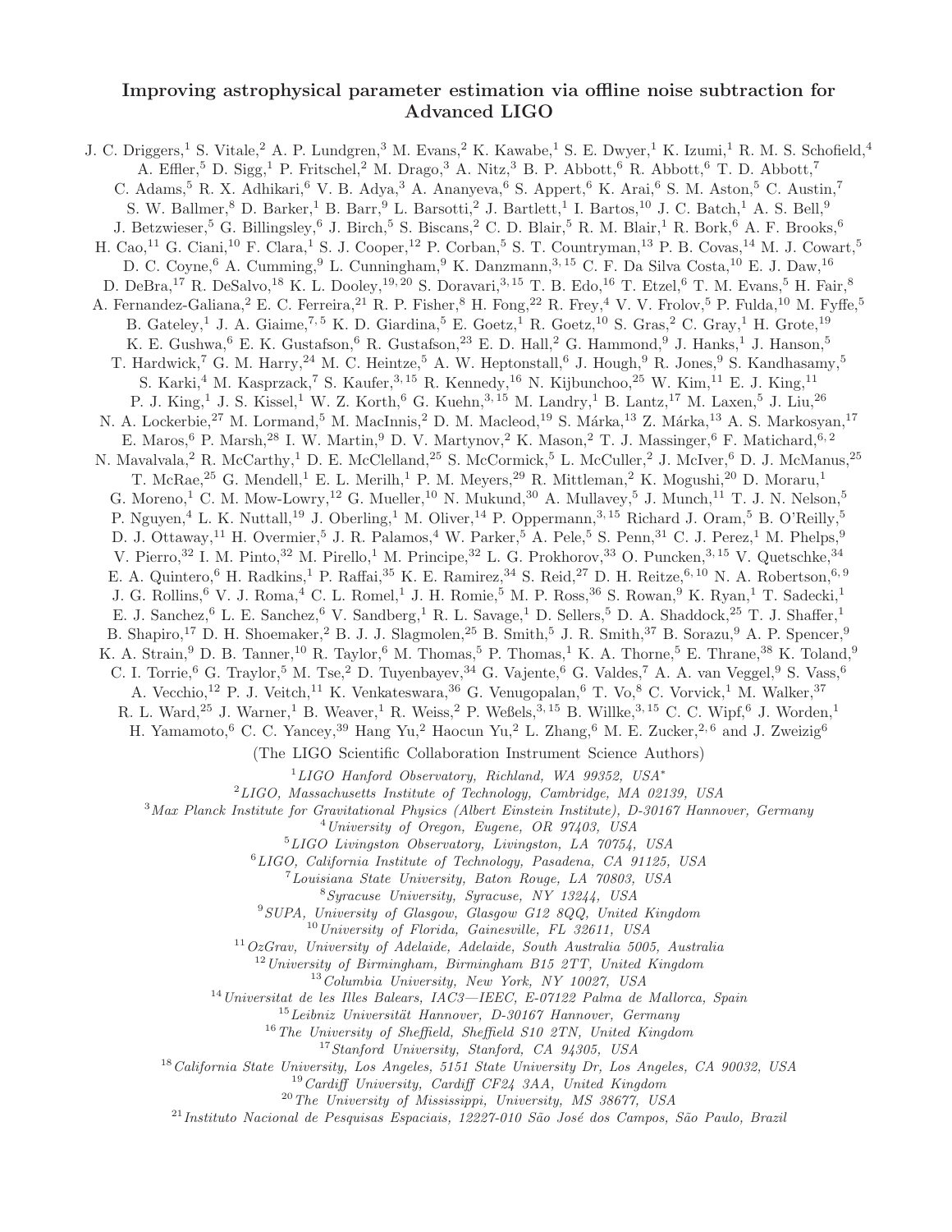# Improving astrophysical parameter estimation via offline noise subtraction for Advanced LIGO

J. C. Driggers,[1] S. Vitale,[2] A. P. Lundgren,[3] M. Evans,[2] K. Kawabe,[1] S. E. Dwyer,[1] K. Izumi,[1] R. M. S. Schofield,[4] A. Effler,[5] D. Sigg,[1] P. Fritschel,[2] M. Drago,[3] A. Nitz,[3] B. P. Abbott,[6] R. Abbott,[6] T. D. Abbott,[7] C. Adams,[5] R. X. Adhikari,[6] V. B. Adya,[3] A. Ananyeva,[6] S. Appert,[6] K. Arai,[6] S. M. Aston,[5] C. Austin,[7] S. W. Ballmer,[8] D. Barker,[1] B. Barr,[9] L. Barsotti,[2] J. Bartlett,[1] I. Bartos,[10] J. C. Batch,[1] A. S. Bell,[9] J. Betzwieser,[5] G. Billingsley,[6] J. Birch,[5] S. Biscans,[2] C. D. Blair,[5] R. M. Blair,[1] R. Bork,[6] A. F. Brooks,[6] H. Cao,[11] G. Ciani,[10] F. Clara,[1] S. J. Cooper,[12] P. Corban,[5] S. T. Countryman,[13] P. B. Covas,[14] M. J. Cowart,[5] D. C. Coyne,[6] A. Cumming,[9] L. Cunningham,[9] K. Danzmann,[3,15] C. F. Da Silva Costa,[10] E. J. Daw,[16] D. DeBra,[17] R. DeSalvo,[18] K. L. Dooley,[19,20] S. Doravari,[3,15] T. B. Edo,[16] T. Etzel,[6] T. M. Evans,[5] H. Fair,[8] A. Fernandez-Galiana,[2] E. C. Ferreira,[21] R. P. Fisher,[8] H. Fong,[22] R. Frey,[4] V. V. Frolov,[5] P. Fulda,[10] M. Fyffe,[5] B. Gateley,[1] J. A. Giaime,[7,5] K. D. Giardina,[5] E. Goetz,[1] R. Goetz,[10] S. Gras,[2] C. Gray,[1] H. Grote,[19] K. E. Gushwa,[6] E. K. Gustafson,[6] R. Gustafson,[23] E. D. Hall,[2] G. Hammond,[9] J. Hanks,[1] J. Hanson,[5] T. Hardwick,[7] G. M. Harry,[24] M. C. Heintze,[5] A. W. Heptonstall,[6] J. Hough,[9] R. Jones,[9] S. Kandhasamy,[5] S. Karki,[4] M. Kasprzack,[7] S. Kaufer,[3,15] R. Kennedy,[16] N. Kijbunchoo,[25] W. Kim,[11] E. J. King,[11] P. J. King,[1] J. S. Kissel,[1] W. Z. Korth,[6] G. Kuehn,[3,15] M. Landry,[1] B. Lantz,[17] M. Laxen,[5] J. Liu,[26] N. A. Lockerbie,[27] M. Lormand,[5] M. MacInnis,[2] D. M. Macleod,[19] S. Márka,[13] Z. Márka,[13] A. S. Markosyan,[17] E. Maros,[6] P. Marsh,[28] I. W. Martin,[9] D. V. Martynov,[2] K. Mason,[2] T. J. Massinger,[6] F. Matichard,[6,2] N. Mavalvala,[2] R. McCarthy,[1] D. E. McClelland,[25] S. McCormick,[5] L. McCuller,[2] J. McIver,[6] D. J. McManus,[25] T. McRae,[25] G. Mendell,[1] E. L. Merilh,[1] P. M. Meyers,[29] R. Mittleman,[2] K. Mogushi,[20] D. Moraru,[1] G. Moreno,[1] C. M. Mow-Lowry,[12] G. Mueller,[10] N. Mukund,[30] A. Mullavey,[5] J. Munch,[11] T. J. N. Nelson,[5] P. Nguyen,[4] L. K. Nuttall,[19] J. Oberling,[1] M. Oliver,[14] P. Oppermann,[3,15] Richard J. Oram,[5] B. O'Reilly,[5] D. J. Ottaway,[11] H. Overmier,[5] J. R. Palamos,[4] W. Parker,[5] A. Pele,[5] S. Penn,[31] C. J. Perez,[1] M. Phelps,[9] V. Pierro,[32] I. M. Pinto,[32] M. Pirello,[1] M. Principe,[32] L. G. Prokhorov,[33] O. Puncken,[3,15] V. Quetschke,[34] E. A. Quintero,[6] H. Radkins,[1] P. Raffai,[35] K. E. Ramirez,[34] S. Reid,[27] D. H. Reitze,[6,10] N. A. Robertson,[6,9] J. G. Rollins,[6] V. J. Roma,[4] C. L. Romel,[1] J. H. Romie,[5] M. P. Ross,[36] S. Rowan,[9] K. Ryan,[1] T. Sadecki,[1] E. J. Sanchez,[6] L. E. Sanchez,[6] V. Sandberg,[1] R. L. Savage,[1] D. Sellers,[5] D. A. Shaddock,[25] T. J. Shaffer,[1] B. Shapiro,[17] D. H. Shoemaker,[2] B. J. J. Slagmolen,[25] B. Smith,[5] J. R. Smith,[37] B. Sorazu,[9] A. P. Spencer,[9] K. A. Strain,[9] D. B. Tanner,[10] R. Taylor,[6] M. Thomas,[5] P. Thomas,[1] K. A. Thorne,[5] E. Thrane,[38] K. Toland,[9] C. I. Torrie,[6] G. Traylor,[5] M. Tse,[2] D. Tuyenbayev,[34] G. Vajente,[6] G. Valdes,[7] A. A. van Veggel,[9] S. Vass,[6] A. Vecchio,[12] P. J. Veitch,[11] K. Venkateswara,[36] G. Venugopalan,[6] T. Vo,[8] C. Vorvick,[1] M. Walker,[37] R. L. Ward,[25] J. Warner,[1] B. Weaver,[1] R. Weiss,[2] P. Weßels,[3,15] B. Willke,[3,15] C. C. Wipf,[6] J. Worden,[1] H. Yamamoto,[6] C. C. Yancey,[39] Hang Yu,[2] Haocun Yu,[2] L. Zhang,[6] M. E. Zucker,[2,6] and J. Zweizig[6]

(The LIGO Scientific Collaboration Instrument Science Authors)

[1] *LIGO Hanford Observatory, Richland, WA 99352, USA*\*
[2] *LIGO, Massachusetts Institute of Technology, Cambridge, MA 02139, USA*
[3] *Max Planck Institute for Gravitational Physics (Albert Einstein Institute), D-30167 Hannover, Germany*
[4] *University of Oregon, Eugene, OR 97403, USA*
[5] *LIGO Livingston Observatory, Livingston, LA 70754, USA*
[6] *LIGO, California Institute of Technology, Pasadena, CA 91125, USA*
[7] *Louisiana State University, Baton Rouge, LA 70803, USA*
[8] *Syracuse University, Syracuse, NY 13244, USA*
[9] *SUPA, University of Glasgow, Glasgow G12 8QQ, United Kingdom*
[10] *University of Florida, Gainesville, FL 32611, USA*
[11] *OzGrav, University of Adelaide, Adelaide, South Australia 5005, Australia*
[12] *University of Birmingham, Birmingham B15 2TT, United Kingdom*
[13] *Columbia University, New York, NY 10027, USA*
[14] *Universitat de les Illes Balears, IAC3—IEEC, E-07122 Palma de Mallorca, Spain*
[15] *Leibniz Universität Hannover, D-30167 Hannover, Germany*
[16] *The University of Sheffield, Sheffield S10 2TN, United Kingdom*
[17] *Stanford University, Stanford, CA 94305, USA*
[18] *California State University, Los Angeles, 5151 State University Dr, Los Angeles, CA 90032, USA*
[19] *Cardiff University, Cardiff CF24 3AA, United Kingdom*
[20] *The University of Mississippi, University, MS 38677, USA*
[21] *Instituto Nacional de Pesquisas Espaciais, 12227-010 São José dos Campos, São Paulo, Brazil*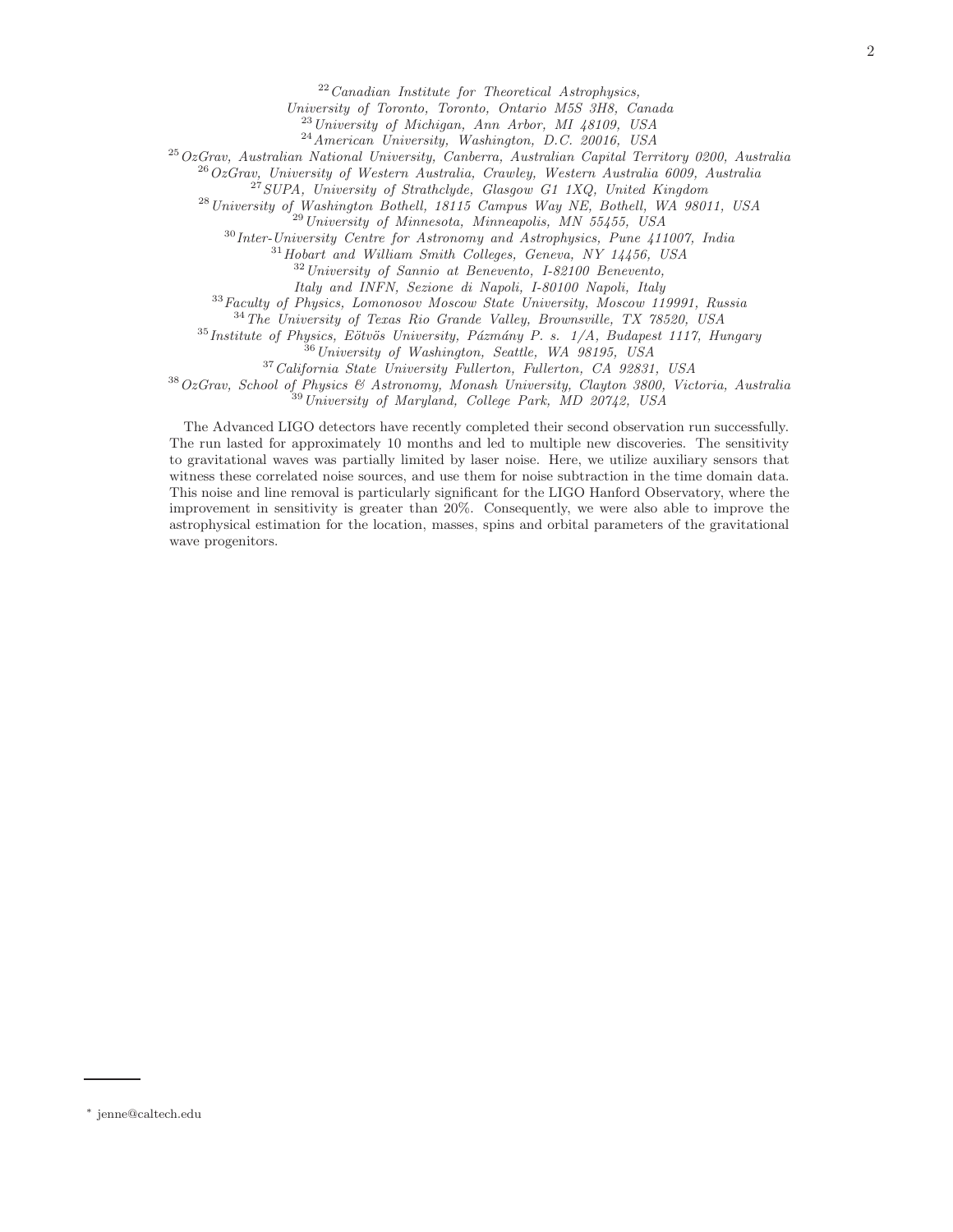[22] *Canadian Institute for Theoretical Astrophysics,*
*University of Toronto, Toronto, Ontario M5S 3H8, Canada*
[23] *University of Michigan, Ann Arbor, MI 48109, USA*
[24] *American University, Washington, D.C. 20016, USA*
[25] *OzGrav, Australian National University, Canberra, Australian Capital Territory 0200, Australia*
[26] *OzGrav, University of Western Australia, Crawley, Western Australia 6009, Australia*
[27] *SUPA, University of Strathclyde, Glasgow G1 1XQ, United Kingdom*
[28] *University of Washington Bothell, 18115 Campus Way NE, Bothell, WA 98011, USA*
[29] *University of Minnesota, Minneapolis, MN 55455, USA*
[30] *Inter-University Centre for Astronomy and Astrophysics, Pune 411007, India*
[31] *Hobart and William Smith Colleges, Geneva, NY 14456, USA*
[32] *University of Sannio at Benevento, I-82100 Benevento,*
*Italy and INFN, Sezione di Napoli, I-80100 Napoli, Italy*
[33] *Faculty of Physics, Lomonosov Moscow State University, Moscow 119991, Russia*
[34] *The University of Texas Rio Grande Valley, Brownsville, TX 78520, USA*
[35] *Institute of Physics, Eötvös University, Pázmány P. s. 1/A, Budapest 1117, Hungary*
[36] *University of Washington, Seattle, WA 98195, USA*
[37] *California State University Fullerton, Fullerton, CA 92831, USA*
[38] *OzGrav, School of Physics & Astronomy, Monash University, Clayton 3800, Victoria, Australia*
[39] *University of Maryland, College Park, MD 20742, USA*

The Advanced LIGO detectors have recently completed their second observation run successfully. The run lasted for approximately 10 months and led to multiple new discoveries. The sensitivity to gravitational waves was partially limited by laser noise. Here, we utilize auxiliary sensors that witness these correlated noise sources, and use them for noise subtraction in the time domain data. This noise and line removal is particularly significant for the LIGO Hanford Observatory, where the improvement in sensitivity is greater than 20%. Consequently, we were also able to improve the astrophysical estimation for the location, masses, spins and orbital parameters of the gravitational wave progenitors.

[*] jenne@caltech.edu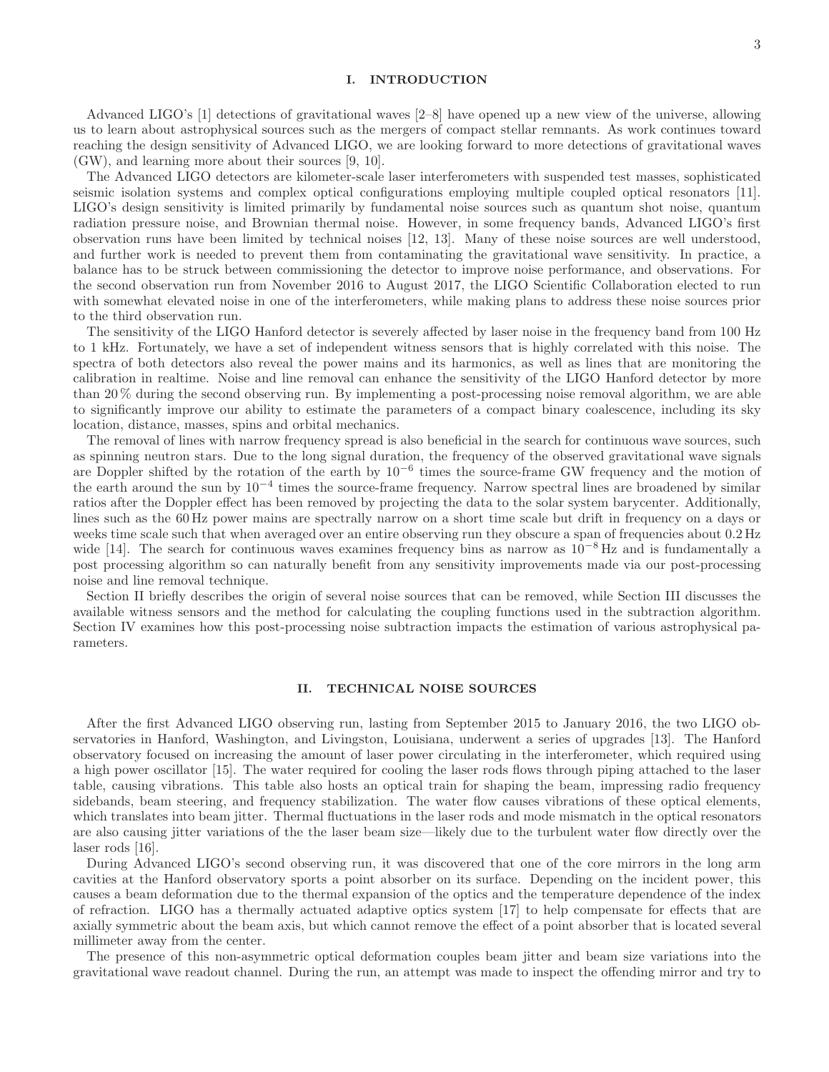## I. INTRODUCTION

Advanced LIGO's [1] detections of gravitational waves [2–8] have opened up a new view of the universe, allowing us to learn about astrophysical sources such as the mergers of compact stellar remnants. As work continues toward reaching the design sensitivity of Advanced LIGO, we are looking forward to more detections of gravitational waves (GW), and learning more about their sources [9, 10].

The Advanced LIGO detectors are kilometer-scale laser interferometers with suspended test masses, sophisticated seismic isolation systems and complex optical configurations employing multiple coupled optical resonators [11]. LIGO's design sensitivity is limited primarily by fundamental noise sources such as quantum shot noise, quantum radiation pressure noise, and Brownian thermal noise. However, in some frequency bands, Advanced LIGO's first observation runs have been limited by technical noises [12, 13]. Many of these noise sources are well understood, and further work is needed to prevent them from contaminating the gravitational wave sensitivity. In practice, a balance has to be struck between commissioning the detector to improve noise performance, and observations. For the second observation run from November 2016 to August 2017, the LIGO Scientific Collaboration elected to run with somewhat elevated noise in one of the interferometers, while making plans to address these noise sources prior to the third observation run.

The sensitivity of the LIGO Hanford detector is severely affected by laser noise in the frequency band from 100 Hz to 1 kHz. Fortunately, we have a set of independent witness sensors that is highly correlated with this noise. The spectra of both detectors also reveal the power mains and its harmonics, as well as lines that are monitoring the calibration in realtime. Noise and line removal can enhance the sensitivity of the LIGO Hanford detector by more than 20 % during the second observing run. By implementing a post-processing noise removal algorithm, we are able to significantly improve our ability to estimate the parameters of a compact binary coalescence, including its sky location, distance, masses, spins and orbital mechanics.

The removal of lines with narrow frequency spread is also beneficial in the search for continuous wave sources, such as spinning neutron stars. Due to the long signal duration, the frequency of the observed gravitational wave signals are Doppler shifted by the rotation of the earth by $10^{-6}$ times the source-frame GW frequency and the motion of the earth around the sun by $10^{-4}$ times the source-frame frequency. Narrow spectral lines are broadened by similar ratios after the Doppler effect has been removed by projecting the data to the solar system barycenter. Additionally, lines such as the 60 Hz power mains are spectrally narrow on a short time scale but drift in frequency on a days or weeks time scale such that when averaged over an entire observing run they obscure a span of frequencies about 0.2 Hz wide [14]. The search for continuous waves examines frequency bins as narrow as $10^{-8}$ Hz and is fundamentally a post processing algorithm so can naturally benefit from any sensitivity improvements made via our post-processing noise and line removal technique.

Section II briefly describes the origin of several noise sources that can be removed, while Section III discusses the available witness sensors and the method for calculating the coupling functions used in the subtraction algorithm. Section IV examines how this post-processing noise subtraction impacts the estimation of various astrophysical parameters.

## II. TECHNICAL NOISE SOURCES

After the first Advanced LIGO observing run, lasting from September 2015 to January 2016, the two LIGO observatories in Hanford, Washington, and Livingston, Louisiana, underwent a series of upgrades [13]. The Hanford observatory focused on increasing the amount of laser power circulating in the interferometer, which required using a high power oscillator [15]. The water required for cooling the laser rods flows through piping attached to the laser table, causing vibrations. This table also hosts an optical train for shaping the beam, impressing radio frequency sidebands, beam steering, and frequency stabilization. The water flow causes vibrations of these optical elements, which translates into beam jitter. Thermal fluctuations in the laser rods and mode mismatch in the optical resonators are also causing jitter variations of the the laser beam size—likely due to the turbulent water flow directly over the laser rods [16].

During Advanced LIGO's second observing run, it was discovered that one of the core mirrors in the long arm cavities at the Hanford observatory sports a point absorber on its surface. Depending on the incident power, this causes a beam deformation due to the thermal expansion of the optics and the temperature dependence of the index of refraction. LIGO has a thermally actuated adaptive optics system [17] to help compensate for effects that are axially symmetric about the beam axis, but which cannot remove the effect of a point absorber that is located several millimeter away from the center.

The presence of this non-asymmetric optical deformation couples beam jitter and beam size variations into the gravitational wave readout channel. During the run, an attempt was made to inspect the offending mirror and try to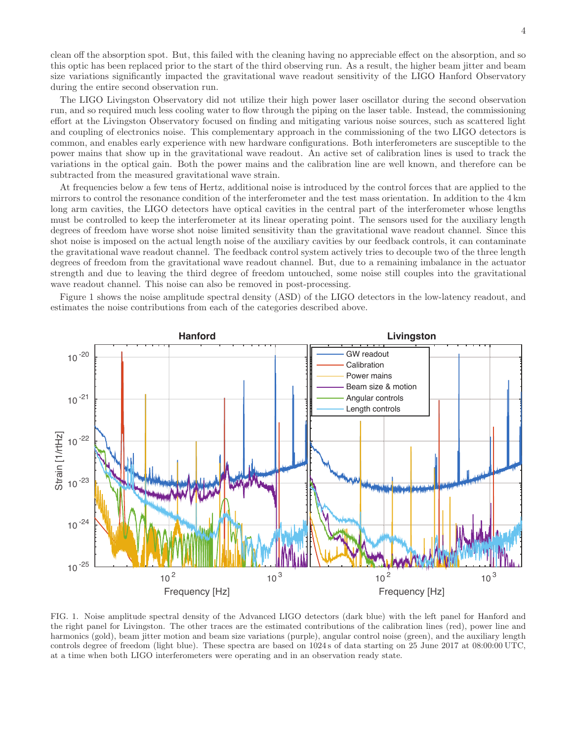clean off the absorption spot. But, this failed with the cleaning having no appreciable effect on the absorption, and so this optic has been replaced prior to the start of the third observing run. As a result, the higher beam jitter and beam size variations significantly impacted the gravitational wave readout sensitivity of the LIGO Hanford Observatory during the entire second observation run.

The LIGO Livingston Observatory did not utilize their high power laser oscillator during the second observation run, and so required much less cooling water to flow through the piping on the laser table. Instead, the commissioning effort at the Livingston Observatory focused on finding and mitigating various noise sources, such as scattered light and coupling of electronics noise. This complementary approach in the commissioning of the two LIGO detectors is common, and enables early experience with new hardware configurations. Both interferometers are susceptible to the power mains that show up in the gravitational wave readout. An active set of calibration lines is used to track the variations in the optical gain. Both the power mains and the calibration line are well known, and therefore can be subtracted from the measured gravitational wave strain.

At frequencies below a few tens of Hertz, additional noise is introduced by the control forces that are applied to the mirrors to control the resonance condition of the interferometer and the test mass orientation. In addition to the 4 km long arm cavities, the LIGO detectors have optical cavities in the central part of the interferometer whose lengths must be controlled to keep the interferometer at its linear operating point. The sensors used for the auxiliary length degrees of freedom have worse shot noise limited sensitivity than the gravitational wave readout channel. Since this shot noise is imposed on the actual length noise of the auxiliary cavities by our feedback controls, it can contaminate the gravitational wave readout channel. The feedback control system actively tries to decouple two of the three length degrees of freedom from the gravitational wave readout channel. But, due to a remaining imbalance in the actuator strength and due to leaving the third degree of freedom untouched, some noise still couples into the gravitational wave readout channel. This noise can also be removed in post-processing.

Figure 1 shows the noise amplitude spectral density (ASD) of the LIGO detectors in the low-latency readout, and estimates the noise contributions from each of the categories described above.

FIG. 1. Noise amplitude spectral density of the Advanced LIGO detectors (dark blue) with the left panel for Hanford and the right panel for Livingston. The other traces are the estimated contributions of the calibration lines (red), power line and harmonics (gold), beam jitter motion and beam size variations (purple), angular control noise (green), and the auxiliary length controls degree of freedom (light blue). These spectra are based on 1024 s of data starting on 25 June 2017 at 08:00:00 UTC, at a time when both LIGO interferometers were operating and in an observation ready state.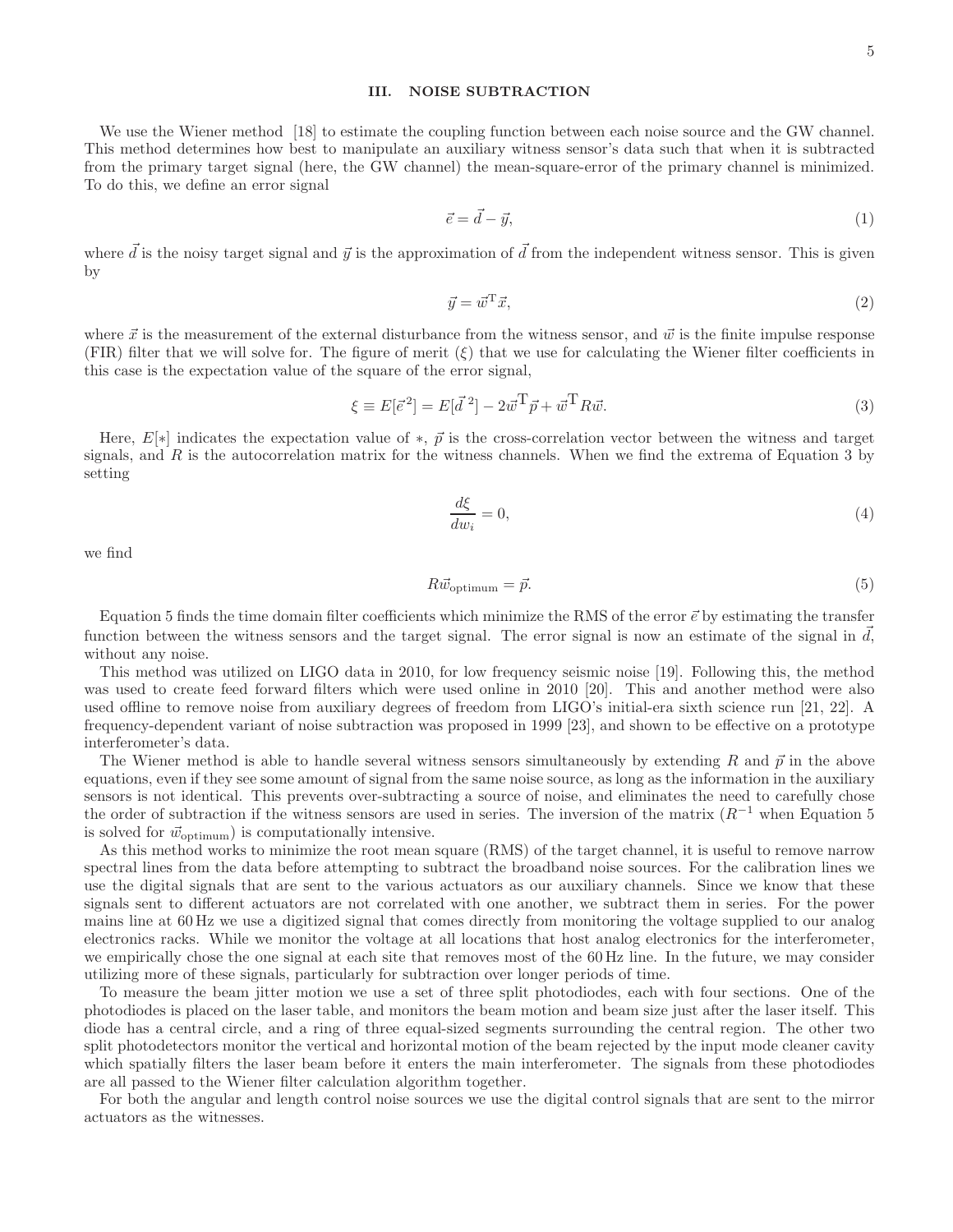## III. NOISE SUBTRACTION

We use the Wiener method [18] to estimate the coupling function between each noise source and the GW channel. This method determines how best to manipulate an auxiliary witness sensor's data such that when it is subtracted from the primary target signal (here, the GW channel) the mean-square-error of the primary channel is minimized. To do this, we define an error signal

$$\vec{e} = \vec{d} - \vec{y}, \tag{1}$$

where $\vec{d}$ is the noisy target signal and $\vec{y}$ is the approximation of $\vec{d}$ from the independent witness sensor. This is given by

$$\vec{y} = \vec{w}^{\mathrm{T}}\vec{x}, \tag{2}$$

where $\vec{x}$ is the measurement of the external disturbance from the witness sensor, and $\vec{w}$ is the finite impulse response (FIR) filter that we will solve for. The figure of merit ($\xi$) that we use for calculating the Wiener filter coefficients in this case is the expectation value of the square of the error signal,

$$\xi \equiv E[\vec{e}^{\,2}] = E[\vec{d}^{\,2}] - 2\vec{w}^{\mathrm{T}}\vec{p} + \vec{w}^{\mathrm{T}}R\vec{w}. \tag{3}$$

Here, $E[*]$ indicates the expectation value of $*$, $\vec{p}$ is the cross-correlation vector between the witness and target signals, and $R$ is the autocorrelation matrix for the witness channels. When we find the extrema of Equation 3 by setting

$$\frac{d\xi}{dw_i} = 0, \tag{4}$$

we find

$$R\vec{w}_{\mathrm{optimum}} = \vec{p}. \tag{5}$$

Equation 5 finds the time domain filter coefficients which minimize the RMS of the error $\vec{e}$ by estimating the transfer function between the witness sensors and the target signal. The error signal is now an estimate of the signal in $\vec{d}$, without any noise.

This method was utilized on LIGO data in 2010, for low frequency seismic noise [19]. Following this, the method was used to create feed forward filters which were used online in 2010 [20]. This and another method were also used offline to remove noise from auxiliary degrees of freedom from LIGO's initial-era sixth science run [21, 22]. A frequency-dependent variant of noise subtraction was proposed in 1999 [23], and shown to be effective on a prototype interferometer's data.

The Wiener method is able to handle several witness sensors simultaneously by extending $R$ and $\vec{p}$ in the above equations, even if they see some amount of signal from the same noise source, as long as the information in the auxiliary sensors is not identical. This prevents over-subtracting a source of noise, and eliminates the need to carefully chose the order of subtraction if the witness sensors are used in series. The inversion of the matrix ($R^{-1}$ when Equation 5 is solved for $\vec{w}_{\mathrm{optimum}}$) is computationally intensive.

As this method works to minimize the root mean square (RMS) of the target channel, it is useful to remove narrow spectral lines from the data before attempting to subtract the broadband noise sources. For the calibration lines we use the digital signals that are sent to the various actuators as our auxiliary channels. Since we know that these signals sent to different actuators are not correlated with one another, we subtract them in series. For the power mains line at 60 Hz we use a digitized signal that comes directly from monitoring the voltage supplied to our analog electronics racks. While we monitor the voltage at all locations that host analog electronics for the interferometer, we empirically chose the one signal at each site that removes most of the 60 Hz line. In the future, we may consider utilizing more of these signals, particularly for subtraction over longer periods of time.

To measure the beam jitter motion we use a set of three split photodiodes, each with four sections. One of the photodiodes is placed on the laser table, and monitors the beam motion and beam size just after the laser itself. This diode has a central circle, and a ring of three equal-sized segments surrounding the central region. The other two split photodetectors monitor the vertical and horizontal motion of the beam rejected by the input mode cleaner cavity which spatially filters the laser beam before it enters the main interferometer. The signals from these photodiodes are all passed to the Wiener filter calculation algorithm together.

For both the angular and length control noise sources we use the digital control signals that are sent to the mirror actuators as the witnesses.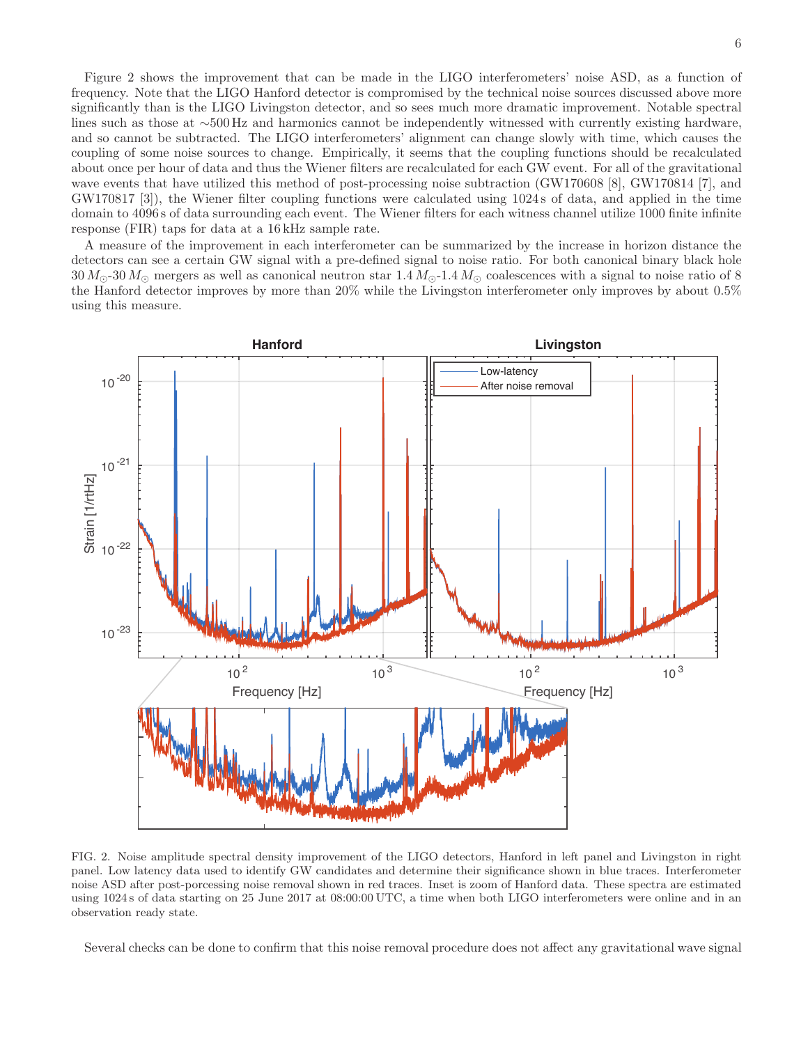Figure 2 shows the improvement that can be made in the LIGO interferometers' noise ASD, as a function of frequency. Note that the LIGO Hanford detector is compromised by the technical noise sources discussed above more significantly than is the LIGO Livingston detector, and so sees much more dramatic improvement. Notable spectral lines such as those at ∼500 Hz and harmonics cannot be independently witnessed with currently existing hardware, and so cannot be subtracted. The LIGO interferometers' alignment can change slowly with time, which causes the coupling of some noise sources to change. Empirically, it seems that the coupling functions should be recalculated about once per hour of data and thus the Wiener filters are recalculated for each GW event. For all of the gravitational wave events that have utilized this method of post-processing noise subtraction (GW170608 [8], GW170814 [7], and GW170817 [3]), the Wiener filter coupling functions were calculated using 1024 s of data, and applied in the time domain to 4096 s of data surrounding each event. The Wiener filters for each witness channel utilize 1000 finite infinite response (FIR) taps for data at a 16 kHz sample rate.

A measure of the improvement in each interferometer can be summarized by the increase in horizon distance the detectors can see a certain GW signal with a pre-defined signal to noise ratio. For both canonical binary black hole $30\,M_\odot$-$30\,M_\odot$ mergers as well as canonical neutron star $1.4\,M_\odot$-$1.4\,M_\odot$ coalescences with a signal to noise ratio of 8 the Hanford detector improves by more than 20% while the Livingston interferometer only improves by about 0.5% using this measure.

FIG. 2. Noise amplitude spectral density improvement of the LIGO detectors, Hanford in left panel and Livingston in right panel. Low latency data used to identify GW candidates and determine their significance shown in blue traces. Interferometer noise ASD after post-porcessing noise removal shown in red traces. Inset is zoom of Hanford data. These spectra are estimated using 1024 s of data starting on 25 June 2017 at 08:00:00 UTC, a time when both LIGO interferometers were online and in an observation ready state.

Several checks can be done to confirm that this noise removal procedure does not affect any gravitational wave signal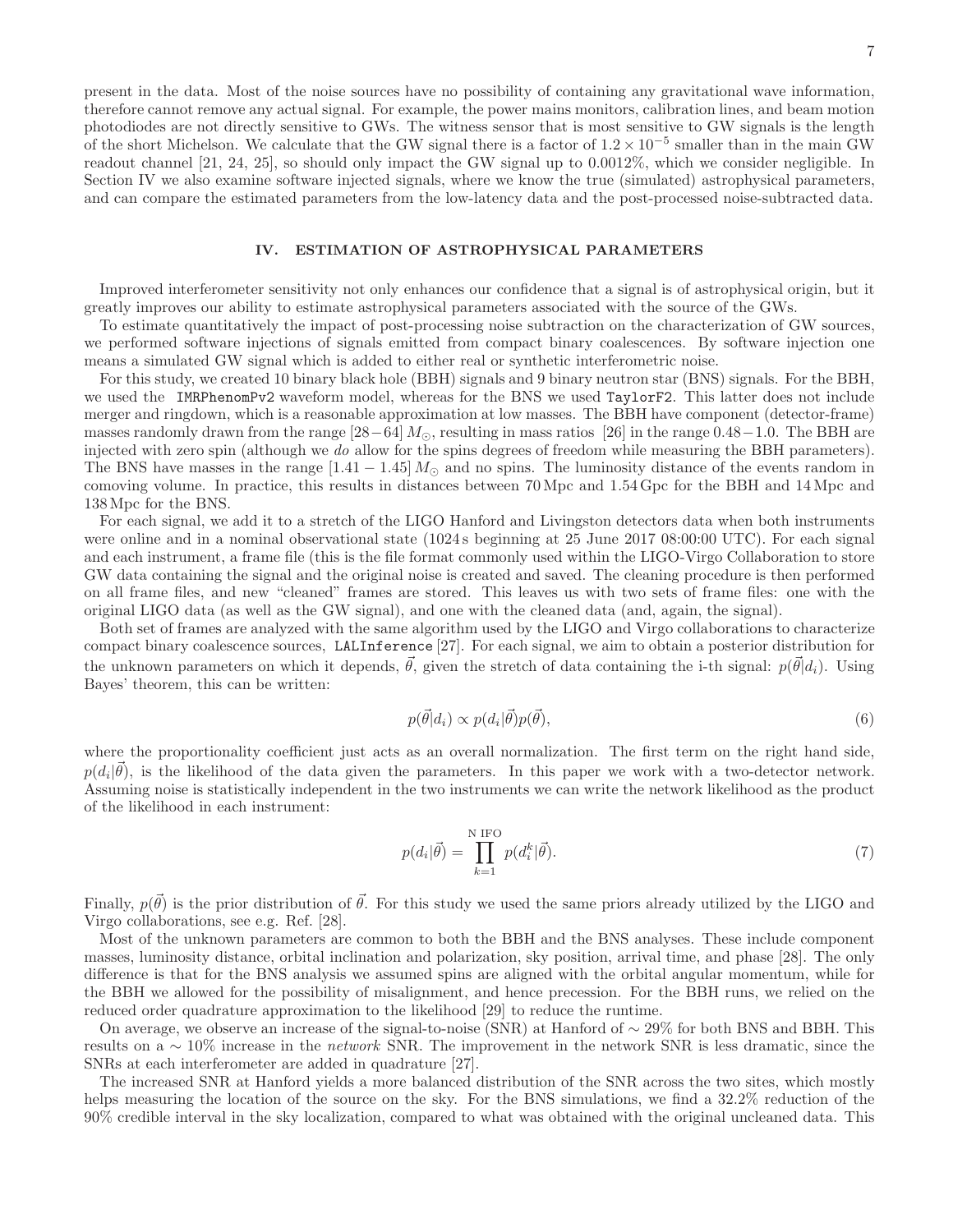present in the data. Most of the noise sources have no possibility of containing any gravitational wave information, therefore cannot remove any actual signal. For example, the power mains monitors, calibration lines, and beam motion photodiodes are not directly sensitive to GWs. The witness sensor that is most sensitive to GW signals is the length of the short Michelson. We calculate that the GW signal there is a factor of $1.2 \times 10^{-5}$ smaller than in the main GW readout channel [21, 24, 25], so should only impact the GW signal up to 0.0012%, which we consider negligible. In Section IV we also examine software injected signals, where we know the true (simulated) astrophysical parameters, and can compare the estimated parameters from the low-latency data and the post-processed noise-subtracted data.

## IV. ESTIMATION OF ASTROPHYSICAL PARAMETERS

Improved interferometer sensitivity not only enhances our confidence that a signal is of astrophysical origin, but it greatly improves our ability to estimate astrophysical parameters associated with the source of the GWs.

To estimate quantitatively the impact of post-processing noise subtraction on the characterization of GW sources, we performed software injections of signals emitted from compact binary coalescences. By software injection one means a simulated GW signal which is added to either real or synthetic interferometric noise.

For this study, we created 10 binary black hole (BBH) signals and 9 binary neutron star (BNS) signals. For the BBH, we used the `IMRPhenomPv2` waveform model, whereas for the BNS we used `TaylorF2`. This latter does not include merger and ringdown, which is a reasonable approximation at low masses. The BBH have component (detector-frame) masses randomly drawn from the range $[28-64]\,M_\odot$, resulting in mass ratios [26] in the range $0.48-1.0$. The BBH are injected with zero spin (although we *do* allow for the spins degrees of freedom while measuring the BBH parameters). The BNS have masses in the range $[1.41-1.45]\,M_\odot$ and no spins. The luminosity distance of the events random in comoving volume. In practice, this results in distances between 70 Mpc and 1.54 Gpc for the BBH and 14 Mpc and 138 Mpc for the BNS.

For each signal, we add it to a stretch of the LIGO Hanford and Livingston detectors data when both instruments were online and in a nominal observational state (1024 s beginning at 25 June 2017 08:00:00 UTC). For each signal and each instrument, a frame file (this is the file format commonly used within the LIGO-Virgo Collaboration to store GW data containing the signal and the original noise is created and saved. The cleaning procedure is then performed on all frame files, and new "cleaned" frames are stored. This leaves us with two sets of frame files: one with the original LIGO data (as well as the GW signal), and one with the cleaned data (and, again, the signal).

Both set of frames are analyzed with the same algorithm used by the LIGO and Virgo collaborations to characterize compact binary coalescence sources, `LALInference` [27]. For each signal, we aim to obtain a posterior distribution for the unknown parameters on which it depends, $\vec{\theta}$, given the stretch of data containing the i-th signal: $p(\vec{\theta}|d_i)$. Using Bayes' theorem, this can be written:

$$p(\vec{\theta}|d_i) \propto p(d_i|\vec{\theta})p(\vec{\theta}), \tag{6}$$

where the proportionality coefficient just acts as an overall normalization. The first term on the right hand side, $p(d_i|\vec{\theta})$, is the likelihood of the data given the parameters. In this paper we work with a two-detector network. Assuming noise is statistically independent in the two instruments we can write the network likelihood as the product of the likelihood in each instrument:

$$p(d_i|\vec{\theta}) = \prod_{k=1}^{\text{N IFO}} p(d_i^k|\vec{\theta}). \tag{7}$$

Finally, $p(\vec{\theta})$ is the prior distribution of $\vec{\theta}$. For this study we used the same priors already utilized by the LIGO and Virgo collaborations, see e.g. Ref. [28].

Most of the unknown parameters are common to both the BBH and the BNS analyses. These include component masses, luminosity distance, orbital inclination and polarization, sky position, arrival time, and phase [28]. The only difference is that for the BNS analysis we assumed spins are aligned with the orbital angular momentum, while for the BBH we allowed for the possibility of misalignment, and hence precession. For the BBH runs, we relied on the reduced order quadrature approximation to the likelihood [29] to reduce the runtime.

On average, we observe an increase of the signal-to-noise (SNR) at Hanford of $\sim 29\%$ for both BNS and BBH. This results on a $\sim 10\%$ increase in the *network* SNR. The improvement in the network SNR is less dramatic, since the SNRs at each interferometer are added in quadrature [27].

The increased SNR at Hanford yields a more balanced distribution of the SNR across the two sites, which mostly helps measuring the location of the source on the sky. For the BNS simulations, we find a 32.2% reduction of the 90% credible interval in the sky localization, compared to what was obtained with the original uncleaned data. This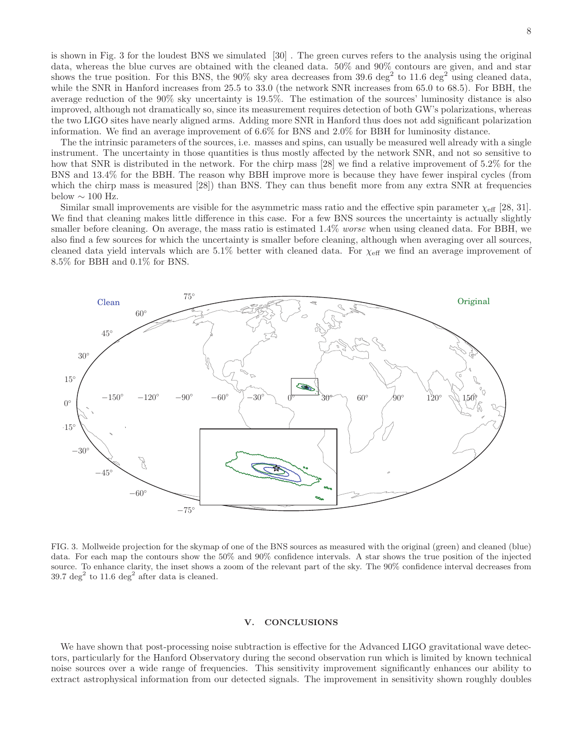is shown in Fig. 3 for the loudest BNS we simulated [30] . The green curves refers to the analysis using the original data, whereas the blue curves are obtained with the cleaned data. 50% and 90% contours are given, and and star shows the true position. For this BNS, the 90% sky area decreases from 39.6 deg$^2$ to 11.6 deg$^2$ using cleaned data, while the SNR in Hanford increases from 25.5 to 33.0 (the network SNR increases from 65.0 to 68.5). For BBH, the average reduction of the 90% sky uncertainty is 19.5%. The estimation of the sources' luminosity distance is also improved, although not dramatically so, since its measurement requires detection of both GW's polarizations, whereas the two LIGO sites have nearly aligned arms. Adding more SNR in Hanford thus does not add significant polarization information. We find an average improvement of 6.6% for BNS and 2.0% for BBH for luminosity distance.

The the intrinsic parameters of the sources, i.e. masses and spins, can usually be measured well already with a single instrument. The uncertainty in those quantities is thus mostly affected by the network SNR, and not so sensitive to how that SNR is distributed in the network. For the chirp mass [28] we find a relative improvement of 5.2% for the BNS and 13.4% for the BBH. The reason why BBH improve more is because they have fewer inspiral cycles (from which the chirp mass is measured [28]) than BNS. They can thus benefit more from any extra SNR at frequencies below $\sim 100$ Hz.

Similar small improvements are visible for the asymmetric mass ratio and the effective spin parameter $\chi_{\rm eff}$ [28, 31]. We find that cleaning makes little difference in this case. For a few BNS sources the uncertainty is actually slightly smaller before cleaning. On average, the mass ratio is estimated 1.4% *worse* when using cleaned data. For BBH, we also find a few sources for which the uncertainty is smaller before cleaning, although when averaging over all sources, cleaned data yield intervals which are 5.1% better with cleaned data. For $\chi_{\rm eff}$ we find an average improvement of 8.5% for BBH and 0.1% for BNS.

FIG. 3. Mollweide projection for the skymap of one of the BNS sources as measured with the original (green) and cleaned (blue) data. For each map the contours show the 50% and 90% confidence intervals. A star shows the true position of the injected source. To enhance clarity, the inset shows a zoom of the relevant part of the sky. The 90% confidence interval decreases from 39.7 deg$^2$ to 11.6 deg$^2$ after data is cleaned.

## V. CONCLUSIONS

We have shown that post-processing noise subtraction is effective for the Advanced LIGO gravitational wave detectors, particularly for the Hanford Observatory during the second observation run which is limited by known technical noise sources over a wide range of frequencies. This sensitivity improvement significantly enhances our ability to extract astrophysical information from our detected signals. The improvement in sensitivity shown roughly doubles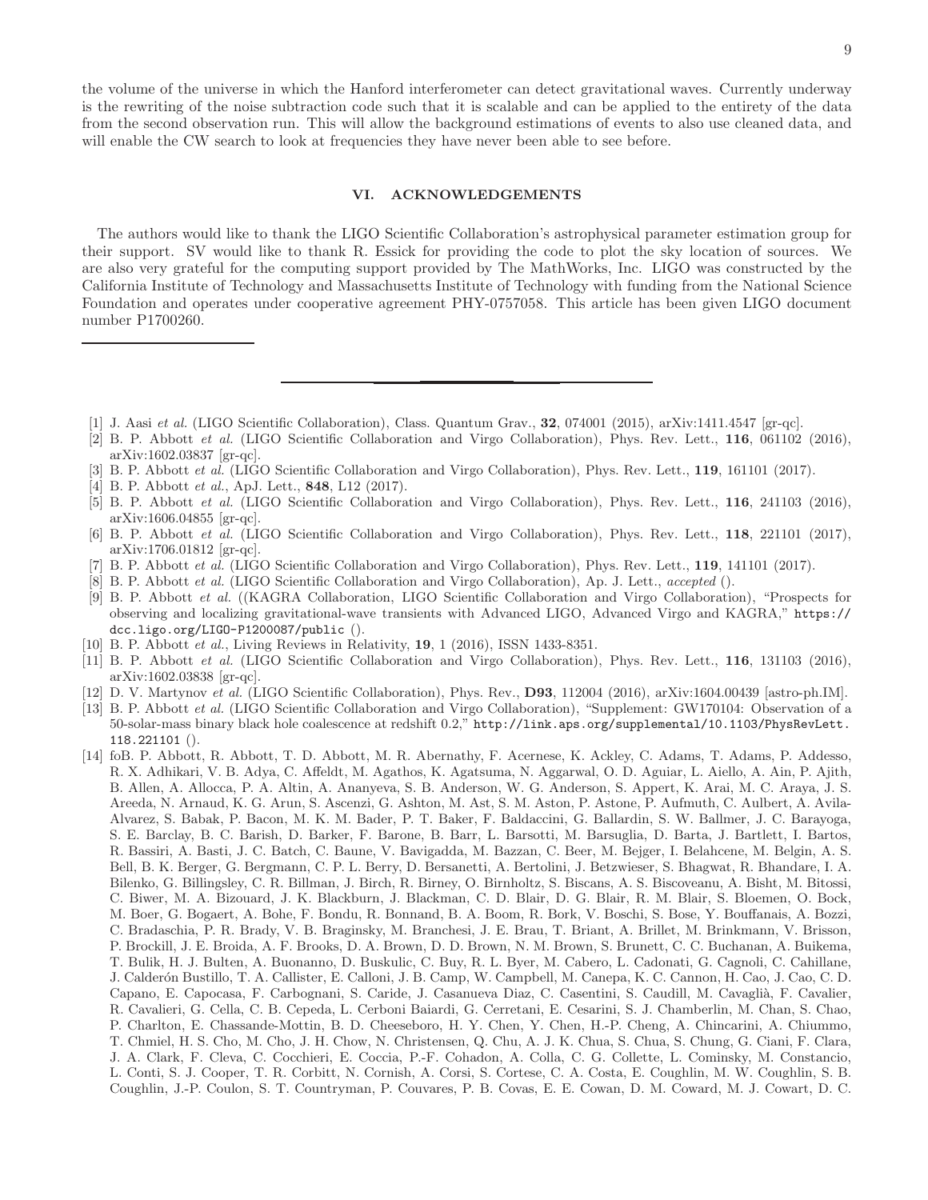the volume of the universe in which the Hanford interferometer can detect gravitational waves. Currently underway is the rewriting of the noise subtraction code such that it is scalable and can be applied to the entirety of the data from the second observation run. This will allow the background estimations of events to also use cleaned data, and will enable the CW search to look at frequencies they have never been able to see before.

## VI. ACKNOWLEDGEMENTS

The authors would like to thank the LIGO Scientific Collaboration's astrophysical parameter estimation group for their support. SV would like to thank R. Essick for providing the code to plot the sky location of sources. We are also very grateful for the computing support provided by The MathWorks, Inc. LIGO was constructed by the California Institute of Technology and Massachusetts Institute of Technology with funding from the National Science Foundation and operates under cooperative agreement PHY-0757058. This article has been given LIGO document number P1700260.

---

[1] J. Aasi *et al.* (LIGO Scientific Collaboration), Class. Quantum Grav., **32**, 074001 (2015), arXiv:1411.4547 [gr-qc].

[2] B. P. Abbott *et al.* (LIGO Scientific Collaboration and Virgo Collaboration), Phys. Rev. Lett., **116**, 061102 (2016), arXiv:1602.03837 [gr-qc].

[3] B. P. Abbott *et al.* (LIGO Scientific Collaboration and Virgo Collaboration), Phys. Rev. Lett., **119**, 161101 (2017).

[4] B. P. Abbott *et al.*, ApJ. Lett., **848**, L12 (2017).

[5] B. P. Abbott *et al.* (LIGO Scientific Collaboration and Virgo Collaboration), Phys. Rev. Lett., **116**, 241103 (2016), arXiv:1606.04855 [gr-qc].

[6] B. P. Abbott *et al.* (LIGO Scientific Collaboration and Virgo Collaboration), Phys. Rev. Lett., **118**, 221101 (2017), arXiv:1706.01812 [gr-qc].

[7] B. P. Abbott *et al.* (LIGO Scientific Collaboration and Virgo Collaboration), Phys. Rev. Lett., **119**, 141101 (2017).

[8] B. P. Abbott *et al.* (LIGO Scientific Collaboration and Virgo Collaboration), Ap. J. Lett., *accepted* ().

[9] B. P. Abbott *et al.* ((KAGRA Collaboration, LIGO Scientific Collaboration and Virgo Collaboration), "Prospects for observing and localizing gravitational-wave transients with Advanced LIGO, Advanced Virgo and KAGRA," https://dcc.ligo.org/LIGO-P1200087/public ().

[10] B. P. Abbott *et al.*, Living Reviews in Relativity, **19**, 1 (2016), ISSN 1433-8351.

[11] B. P. Abbott *et al.* (LIGO Scientific Collaboration and Virgo Collaboration), Phys. Rev. Lett., **116**, 131103 (2016), arXiv:1602.03838 [gr-qc].

[12] D. V. Martynov *et al.* (LIGO Scientific Collaboration), Phys. Rev., **D93**, 112004 (2016), arXiv:1604.00439 [astro-ph.IM].

[13] B. P. Abbott *et al.* (LIGO Scientific Collaboration and Virgo Collaboration), "Supplement: GW170104: Observation of a 50-solar-mass binary black hole coalescence at redshift 0.2," http://link.aps.org/supplemental/10.1103/PhysRevLett.118.221101 ().

[14] foB. P. Abbott, R. Abbott, T. D. Abbott, M. R. Abernathy, F. Acernese, K. Ackley, C. Adams, T. Adams, P. Addesso, R. X. Adhikari, V. B. Adya, C. Affeldt, M. Agathos, K. Agatsuma, N. Aggarwal, O. D. Aguiar, L. Aiello, A. Ain, P. Ajith, B. Allen, A. Allocca, P. A. Altin, A. Ananyeva, S. B. Anderson, W. G. Anderson, S. Appert, K. Arai, M. C. Araya, J. S. Areeda, N. Arnaud, K. G. Arun, S. Ascenzi, G. Ashton, M. Ast, S. M. Aston, P. Astone, P. Aufmuth, C. Aulbert, A. Avila-Alvarez, S. Babak, P. Bacon, M. K. M. Bader, P. T. Baker, F. Baldaccini, G. Ballardin, S. W. Ballmer, J. C. Barayoga, S. E. Barclay, B. C. Barish, D. Barker, F. Barone, B. Barr, L. Barsotti, M. Barsuglia, D. Barta, J. Bartlett, I. Bartos, R. Bassiri, A. Basti, J. C. Batch, C. Baune, V. Bavigadda, M. Bazzan, C. Beer, M. Bejger, I. Belahcene, M. Belgin, A. S. Bell, B. K. Berger, G. Bergmann, C. P. L. Berry, D. Bersanetti, A. Bertolini, J. Betzwieser, S. Bhagwat, R. Bhandare, I. A. Bilenko, G. Billingsley, C. R. Billman, J. Birch, R. Birney, O. Birnholtz, S. Biscans, A. S. Biscoveanu, A. Bisht, M. Bitossi, C. Biwer, M. A. Bizouard, J. K. Blackburn, J. Blackman, C. D. Blair, D. G. Blair, R. M. Blair, S. Bloemen, O. Bock, M. Boer, G. Bogaert, A. Bohe, F. Bondu, R. Bonnand, B. A. Boom, R. Bork, V. Boschi, S. Bose, Y. Bouffanais, A. Bozzi, C. Bradaschia, P. R. Brady, V. B. Braginsky, M. Branchesi, J. E. Brau, T. Briant, A. Brillet, M. Brinkmann, V. Brisson, P. Brockill, J. E. Broida, A. F. Brooks, D. A. Brown, D. D. Brown, N. M. Brown, S. Brunett, C. C. Buchanan, A. Buikema, T. Bulik, H. J. Bulten, A. Buonanno, D. Buskulic, C. Buy, R. L. Byer, M. Cabero, L. Cadonati, G. Cagnoli, C. Cahillane, J. Calderón Bustillo, T. A. Callister, E. Calloni, J. B. Camp, W. Campbell, M. Canepa, K. C. Cannon, H. Cao, J. Cao, C. D. Capano, E. Capocasa, F. Carbognani, S. Caride, J. Casanueva Diaz, C. Casentini, S. Caudill, M. Cavaglià, F. Cavalier, R. Cavalieri, G. Cella, C. B. Cepeda, L. Cerboni Baiardi, G. Cerretani, E. Cesarini, S. J. Chamberlin, M. Chan, S. Chao, P. Charlton, E. Chassande-Mottin, B. D. Cheeseboro, H. Y. Chen, Y. Chen, H.-P. Cheng, A. Chincarini, A. Chiummo, T. Chmiel, H. S. Cho, M. Cho, J. H. Chow, N. Christensen, Q. Chu, A. J. K. Chua, S. Chua, S. Chung, G. Ciani, F. Clara, J. A. Clark, F. Cleva, C. Cocchieri, E. Coccia, P.-F. Cohadon, A. Colla, C. G. Collette, L. Cominsky, M. Constancio, L. Conti, S. J. Cooper, T. R. Corbitt, N. Cornish, A. Corsi, S. Cortese, C. A. Costa, E. Coughlin, M. W. Coughlin, S. B. Coughlin, J.-P. Coulon, S. T. Countryman, P. Couvares, P. B. Covas, E. E. Cowan, D. M. Coward, M. J. Cowart, D. C.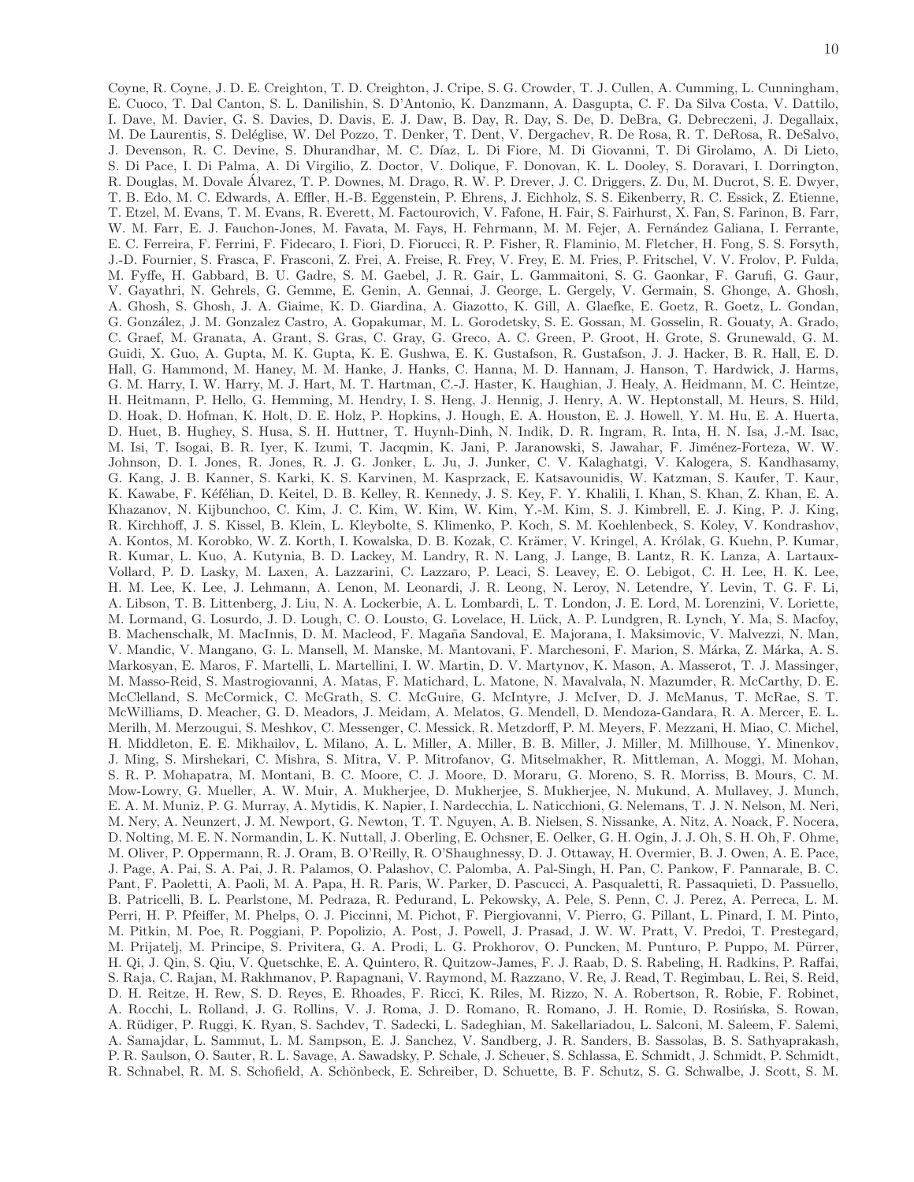Coyne, R. Coyne, J. D. E. Creighton, T. D. Creighton, J. Cripe, S. G. Crowder, T. J. Cullen, A. Cumming, L. Cunningham, E. Cuoco, T. Dal Canton, S. L. Danilishin, S. D'Antonio, K. Danzmann, A. Dasgupta, C. F. Da Silva Costa, V. Dattilo, I. Dave, M. Davier, G. S. Davies, D. Davis, E. J. Daw, B. Day, R. Day, S. De, D. DeBra, G. Debreczeni, J. Degallaix, M. De Laurentis, S. Deléglise, W. Del Pozzo, T. Denker, T. Dent, V. Dergachev, R. De Rosa, R. T. DeRosa, R. DeSalvo, J. Devenson, R. C. Devine, S. Dhurandhar, M. C. Díaz, L. Di Fiore, M. Di Giovanni, T. Di Girolamo, A. Di Lieto, S. Di Pace, I. Di Palma, A. Di Virgilio, Z. Doctor, V. Dolique, F. Donovan, K. L. Dooley, S. Doravari, I. Dorrington, R. Douglas, M. Dovale Álvarez, T. P. Downes, M. Drago, R. W. P. Drever, J. C. Driggers, Z. Du, M. Ducrot, S. E. Dwyer, T. B. Edo, M. C. Edwards, A. Effler, H.-B. Eggenstein, P. Ehrens, J. Eichholz, S. S. Eikenberry, R. C. Essick, Z. Etienne, T. Etzel, M. Evans, T. M. Evans, R. Everett, M. Factourovich, V. Fafone, H. Fair, S. Fairhurst, X. Fan, S. Farinon, B. Farr, W. M. Farr, E. J. Fauchon-Jones, M. Favata, M. Fays, H. Fehrmann, M. M. Fejer, A. Fernández Galiana, I. Ferrante, E. C. Ferreira, F. Ferrini, F. Fidecaro, I. Fiori, D. Fiorucci, R. P. Fisher, R. Flaminio, M. Fletcher, H. Fong, S. S. Forsyth, J.-D. Fournier, S. Frasca, F. Frasconi, Z. Frei, A. Freise, R. Frey, V. Frey, E. M. Fries, P. Fritschel, V. V. Frolov, P. Fulda, M. Fyffe, H. Gabbard, B. U. Gadre, S. M. Gaebel, J. R. Gair, L. Gammaitoni, S. G. Gaonkar, F. Garufi, G. Gaur, V. Gayathri, N. Gehrels, G. Gemme, E. Genin, A. Gennai, J. George, L. Gergely, V. Germain, S. Ghonge, A. Ghosh, A. Ghosh, S. Ghosh, J. A. Giaime, K. D. Giardina, A. Giazotto, K. Gill, A. Glaefke, E. Goetz, R. Goetz, L. Gondan, G. González, J. M. Gonzalez Castro, A. Gopakumar, M. L. Gorodetsky, S. E. Gossan, M. Gosselin, R. Gouaty, A. Grado, C. Graef, M. Granata, A. Grant, S. Gras, C. Gray, G. Greco, A. C. Green, P. Groot, H. Grote, S. Grunewald, G. M. Guidi, X. Guo, A. Gupta, M. K. Gupta, K. E. Gushwa, E. K. Gustafson, R. Gustafson, J. J. Hacker, B. R. Hall, E. D. Hall, G. Hammond, M. Haney, M. M. Hanke, J. Hanks, C. Hanna, M. D. Hannam, J. Hanson, T. Hardwick, J. Harms, G. M. Harry, I. W. Harry, M. J. Hart, M. T. Hartman, C.-J. Haster, K. Haughian, J. Healy, A. Heidmann, M. C. Heintze, H. Heitmann, P. Hello, G. Hemming, M. Hendry, I. S. Heng, J. Hennig, J. Henry, A. W. Heptonstall, M. Heurs, S. Hild, D. Hoak, D. Hofman, K. Holt, D. E. Holz, P. Hopkins, J. Hough, E. A. Houston, E. J. Howell, Y. M. Hu, E. A. Huerta, D. Huet, B. Hughey, S. Husa, S. H. Huttner, T. Huynh-Dinh, N. Indik, D. R. Ingram, R. Inta, H. N. Isa, J.-M. Isac, M. Isi, T. Isogai, B. R. Iyer, K. Izumi, T. Jacqmin, K. Jani, P. Jaranowski, S. Jawahar, F. Jiménez-Forteza, W. W. Johnson, D. I. Jones, R. Jones, R. J. G. Jonker, L. Ju, J. Junker, C. V. Kalaghatgi, V. Kalogera, S. Kandhasamy, G. Kang, J. B. Kanner, S. Karki, K. S. Karvinen, M. Kasprzack, E. Katsavounidis, W. Katzman, S. Kaufer, T. Kaur, K. Kawabe, F. Kéfélian, D. Keitel, D. B. Kelley, R. Kennedy, J. S. Key, F. Y. Khalili, I. Khan, S. Khan, Z. Khan, E. A. Khazanov, N. Kijbunchoo, C. Kim, J. C. Kim, W. Kim, W. Kim, Y.-M. Kim, S. J. Kimbrell, E. J. King, P. J. King, R. Kirchhoff, J. S. Kissel, B. Klein, L. Kleybolte, S. Klimenko, P. Koch, S. M. Koehlenbeck, S. Koley, V. Kondrashov, A. Kontos, M. Korobko, W. Z. Korth, I. Kowalska, D. B. Kozak, C. Krämer, V. Kringel, A. Królak, G. Kuehn, P. Kumar, R. Kumar, L. Kuo, A. Kutynia, B. D. Lackey, M. Landry, R. N. Lang, J. Lange, B. Lantz, R. K. Lanza, A. Lartaux-Vollard, P. D. Lasky, M. Laxen, A. Lazzarini, C. Lazzaro, P. Leaci, S. Leavey, E. O. Lebigot, C. H. Lee, H. K. Lee, H. M. Lee, K. Lee, J. Lehmann, A. Lenon, M. Leonardi, J. R. Leong, N. Leroy, N. Letendre, Y. Levin, T. G. F. Li, A. Libson, T. B. Littenberg, J. Liu, N. A. Lockerbie, A. L. Lombardi, L. T. London, J. E. Lord, M. Lorenzini, V. Loriette, M. Lormand, G. Losurdo, J. D. Lough, C. O. Lousto, G. Lovelace, H. Lück, A. P. Lundgren, R. Lynch, Y. Ma, S. Macfoy, B. Machenschalk, M. MacInnis, D. M. Macleod, F. Magaña Sandoval, E. Majorana, I. Maksimovic, V. Malvezzi, N. Man, V. Mandic, V. Mangano, G. L. Mansell, M. Manske, M. Mantovani, F. Marchesoni, F. Marion, S. Márka, Z. Márka, A. S. Markosyan, E. Maros, F. Martelli, L. Martellini, I. W. Martin, D. V. Martynov, K. Mason, A. Masserot, T. J. Massinger, M. Masso-Reid, S. Mastrogiovanni, A. Matas, F. Matichard, L. Matone, N. Mavalvala, N. Mazumder, R. McCarthy, D. E. McClelland, S. McCormick, C. McGrath, S. C. McGuire, G. McIntyre, J. McIver, D. J. McManus, T. McRae, S. T. McWilliams, D. Meacher, G. D. Meadors, J. Meidam, A. Melatos, G. Mendell, D. Mendoza-Gandara, R. A. Mercer, E. L. Merilh, M. Merzougui, S. Meshkov, C. Messenger, C. Messick, R. Metzdorff, P. M. Meyers, F. Mezzani, H. Miao, C. Michel, H. Middleton, E. E. Mikhailov, L. Milano, A. L. Miller, A. Miller, B. B. Miller, J. Miller, M. Millhouse, Y. Minenkov, J. Ming, S. Mirshekari, C. Mishra, S. Mitra, V. P. Mitrofanov, G. Mitselmakher, R. Mittleman, A. Moggi, M. Mohan, S. R. P. Mohapatra, M. Montani, B. C. Moore, C. J. Moore, D. Moraru, G. Moreno, S. R. Morriss, B. Mours, C. M. Mow-Lowry, G. Mueller, A. W. Muir, A. Mukherjee, D. Mukherjee, S. Mukherjee, N. Mukund, A. Mullavey, J. Munch, E. A. M. Muniz, P. G. Murray, A. Mytidis, K. Napier, I. Nardecchia, L. Naticchioni, G. Nelemans, T. J. N. Nelson, M. Neri, M. Nery, A. Neunzert, J. M. Newport, G. Newton, T. T. Nguyen, A. B. Nielsen, S. Nissanke, A. Nitz, A. Noack, F. Nocera, D. Nolting, M. E. N. Normandin, L. K. Nuttall, J. Oberling, E. Ochsner, E. Oelker, G. H. Ogin, J. J. Oh, S. H. Oh, F. Ohme, M. Oliver, P. Oppermann, R. J. Oram, B. O'Reilly, R. O'Shaughnessy, D. J. Ottaway, H. Overmier, B. J. Owen, A. E. Pace, J. Page, A. Pai, S. A. Pai, J. R. Palamos, O. Palashov, C. Palomba, A. Pal-Singh, H. Pan, C. Pankow, F. Pannarale, B. C. Pant, F. Paoletti, A. Paoli, M. A. Papa, H. R. Paris, W. Parker, D. Pascucci, A. Pasqualetti, R. Passaquieti, D. Passuello, B. Patricelli, B. L. Pearlstone, M. Pedraza, R. Pedurand, L. Pekowsky, A. Pele, S. Penn, C. J. Perez, A. Perreca, L. M. Perri, H. P. Pfeiffer, M. Phelps, O. J. Piccinni, M. Pichot, F. Piergiovanni, V. Pierro, G. Pillant, L. Pinard, I. M. Pinto, M. Pitkin, M. Poe, R. Poggiani, P. Popolizio, A. Post, J. Powell, J. Prasad, J. W. W. Pratt, V. Predoi, T. Prestegard, M. Prijatelj, M. Principe, S. Privitera, G. A. Prodi, L. G. Prokhorov, O. Puncken, M. Punturo, P. Puppo, M. Pürrer, H. Qi, J. Qin, S. Qiu, V. Quetschke, E. A. Quintero, R. Quitzow-James, F. J. Raab, D. S. Rabeling, H. Radkins, P. Raffai, S. Raja, C. Rajan, M. Rakhmanov, P. Rapagnani, V. Raymond, M. Razzano, V. Re, J. Read, T. Regimbau, L. Rei, S. Reid, D. H. Reitze, H. Rew, S. D. Reyes, E. Rhoades, F. Ricci, K. Riles, M. Rizzo, N. A. Robertson, R. Robie, F. Robinet, A. Rocchi, L. Rolland, J. G. Rollins, V. J. Roma, J. D. Romano, R. Romano, J. H. Romie, D. Rosińska, S. Rowan, A. Rüdiger, P. Ruggi, K. Ryan, S. Sachdev, T. Sadecki, L. Sadeghian, M. Sakellariadou, L. Salconi, M. Saleem, F. Salemi, A. Samajdar, L. Sammut, L. M. Sampson, E. J. Sanchez, V. Sandberg, J. R. Sanders, B. Sassolas, B. S. Sathyaprakash, P. R. Saulson, O. Sauter, R. L. Savage, A. Sawadsky, P. Schale, J. Scheuer, S. Schlassa, E. Schmidt, J. Schmidt, P. Schmidt, R. Schnabel, R. M. S. Schofield, A. Schönbeck, E. Schreiber, D. Schuette, B. F. Schutz, S. G. Schwalbe, J. Scott, S. M.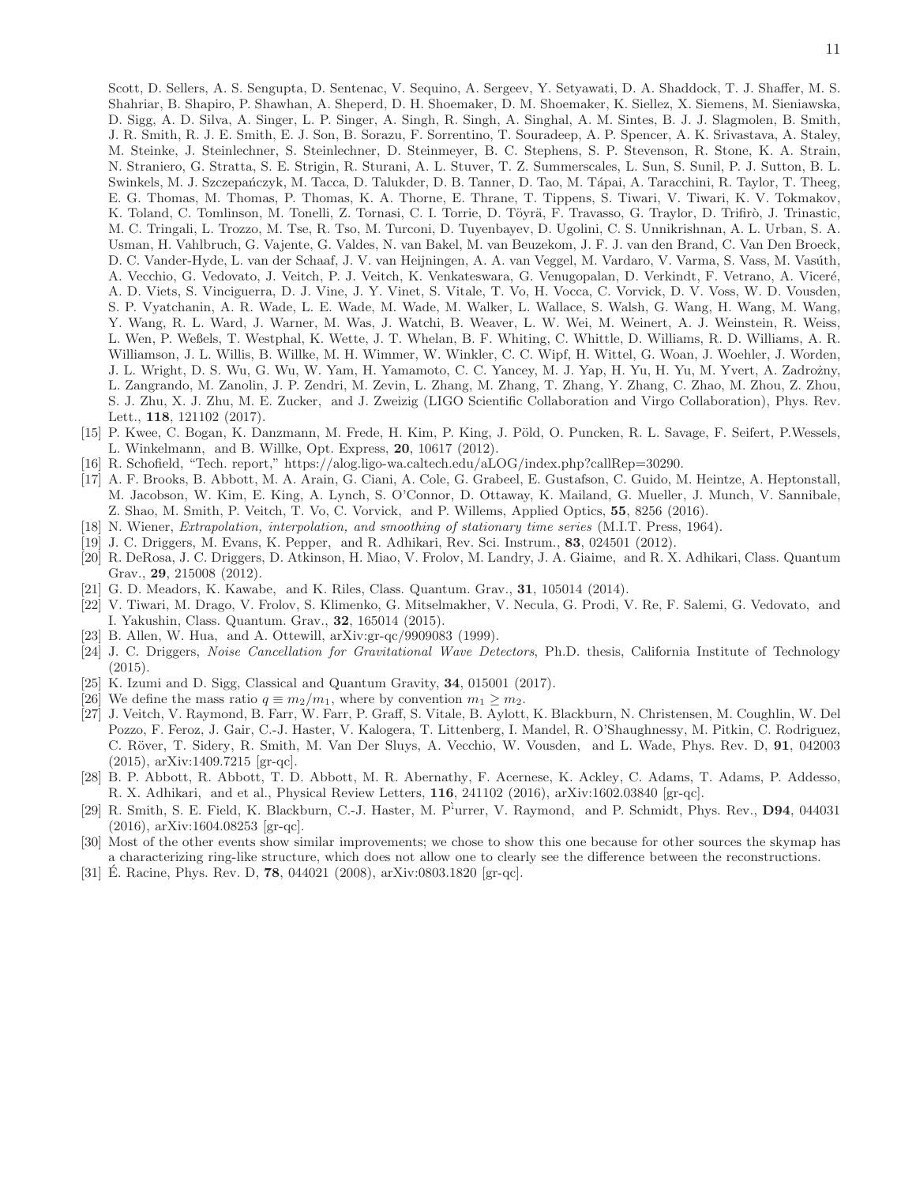Scott, D. Sellers, A. S. Sengupta, D. Sentenac, V. Sequino, A. Sergeev, Y. Setyawati, D. A. Shaddock, T. J. Shaffer, M. S. Shahriar, B. Shapiro, P. Shawhan, A. Sheperd, D. H. Shoemaker, D. M. Shoemaker, K. Siellez, X. Siemens, M. Sieniawska, D. Sigg, A. D. Silva, A. Singer, L. P. Singer, A. Singh, R. Singh, A. Singhal, A. M. Sintes, B. J. J. Slagmolen, B. Smith, J. R. Smith, R. J. E. Smith, E. J. Son, B. Sorazu, F. Sorrentino, T. Souradeep, A. P. Spencer, A. K. Srivastava, A. Staley, M. Steinke, J. Steinlechner, S. Steinlechner, D. Steinmeyer, B. C. Stephens, S. P. Stevenson, R. Stone, K. A. Strain, N. Straniero, G. Stratta, S. E. Strigin, R. Sturani, A. L. Stuver, T. Z. Summerscales, L. Sun, S. Sunil, P. J. Sutton, B. L. Swinkels, M. J. Szczepańczyk, M. Tacca, D. Talukder, D. B. Tanner, D. Tao, M. Tápai, A. Taracchini, R. Taylor, T. Theeg, E. G. Thomas, M. Thomas, P. Thomas, K. A. Thorne, E. Thrane, T. Tippens, S. Tiwari, V. Tiwari, K. V. Tokmakov, K. Toland, C. Tomlinson, M. Tonelli, Z. Tornasi, C. I. Torrie, D. Töyrä, F. Travasso, G. Traylor, D. Trifirò, J. Trinastic, M. C. Tringali, L. Trozzo, M. Tse, R. Tso, M. Turconi, D. Tuyenbayev, D. Ugolini, C. S. Unnikrishnan, A. L. Urban, S. A. Usman, H. Vahlbruch, G. Vajente, G. Valdes, N. van Bakel, M. van Beuzekom, J. F. J. van den Brand, C. Van Den Broeck, D. C. Vander-Hyde, L. van der Schaaf, J. V. van Heijningen, A. A. van Veggel, M. Vardaro, V. Varma, S. Vass, M. Vasúth, A. Vecchio, G. Vedovato, J. Veitch, P. J. Veitch, K. Venkateswara, G. Venugopalan, D. Verkindt, F. Vetrano, A. Viceré, A. D. Viets, S. Vinciguerra, D. J. Vine, J. Y. Vinet, S. Vitale, T. Vo, H. Vocca, C. Vorvick, D. V. Voss, W. D. Vousden, S. P. Vyatchanin, A. R. Wade, L. E. Wade, M. Wade, M. Walker, L. Wallace, S. Walsh, G. Wang, H. Wang, M. Wang, Y. Wang, R. L. Ward, J. Warner, M. Was, J. Watchi, B. Weaver, L. W. Wei, M. Weinert, A. J. Weinstein, R. Weiss, L. Wen, P. Weßels, T. Westphal, K. Wette, J. T. Whelan, B. F. Whiting, C. Whittle, D. Williams, R. D. Williams, A. R. Williamson, J. L. Willis, B. Willke, M. H. Wimmer, W. Winkler, C. C. Wipf, H. Wittel, G. Woan, J. Woehler, J. Worden, J. L. Wright, D. S. Wu, G. Wu, W. Yam, H. Yamamoto, C. C. Yancey, M. J. Yap, H. Yu, H. Yu, M. Yvert, A. Zadrożny, L. Zangrando, M. Zanolin, J. P. Zendri, M. Zevin, L. Zhang, M. Zhang, T. Zhang, Y. Zhang, C. Zhao, M. Zhou, Z. Zhou, S. J. Zhu, X. J. Zhu, M. E. Zucker, and J. Zweizig (LIGO Scientific Collaboration and Virgo Collaboration), Phys. Rev. Lett., **118**, 121102 (2017).

[15] P. Kwee, C. Bogan, K. Danzmann, M. Frede, H. Kim, P. King, J. Pöld, O. Puncken, R. L. Savage, F. Seifert, P.Wessels, L. Winkelmann, and B. Willke, Opt. Express, **20**, 10617 (2012).

[16] R. Schofield, "Tech. report," https://alog.ligo-wa.caltech.edu/aLOG/index.php?callRep=30290.

[17] A. F. Brooks, B. Abbott, M. A. Arain, G. Ciani, A. Cole, G. Grabeel, E. Gustafson, C. Guido, M. Heintze, A. Heptonstall, M. Jacobson, W. Kim, E. King, A. Lynch, S. O'Connor, D. Ottaway, K. Mailand, G. Mueller, J. Munch, V. Sannibale, Z. Shao, M. Smith, P. Veitch, T. Vo, C. Vorvick, and P. Willems, Applied Optics, **55**, 8256 (2016).

[18] N. Wiener, *Extrapolation, interpolation, and smoothing of stationary time series* (M.I.T. Press, 1964).

[19] J. C. Driggers, M. Evans, K. Pepper, and R. Adhikari, Rev. Sci. Instrum., **83**, 024501 (2012).

[20] R. DeRosa, J. C. Driggers, D. Atkinson, H. Miao, V. Frolov, M. Landry, J. A. Giaime, and R. X. Adhikari, Class. Quantum Grav., **29**, 215008 (2012).

[21] G. D. Meadors, K. Kawabe, and K. Riles, Class. Quantum. Grav., **31**, 105014 (2014).

[22] V. Tiwari, M. Drago, V. Frolov, S. Klimenko, G. Mitselmakher, V. Necula, G. Prodi, V. Re, F. Salemi, G. Vedovato, and I. Yakushin, Class. Quantum. Grav., **32**, 165014 (2015).

[23] B. Allen, W. Hua, and A. Ottewill, arXiv:gr-qc/9909083 (1999).

[24] J. C. Driggers, *Noise Cancellation for Gravitational Wave Detectors*, Ph.D. thesis, California Institute of Technology (2015).

[25] K. Izumi and D. Sigg, Classical and Quantum Gravity, **34**, 015001 (2017).

[26] We define the mass ratio $q \equiv m_2/m_1$, where by convention $m_1 \geq m_2$.

[27] J. Veitch, V. Raymond, B. Farr, W. Farr, P. Graff, S. Vitale, B. Aylott, K. Blackburn, N. Christensen, M. Coughlin, W. Del Pozzo, F. Feroz, J. Gair, C.-J. Haster, V. Kalogera, T. Littenberg, I. Mandel, R. O'Shaughnessy, M. Pitkin, C. Rodriguez, C. Röver, T. Sidery, R. Smith, M. Van Der Sluys, A. Vecchio, W. Vousden, and L. Wade, Phys. Rev. D, **91**, 042003 (2015), arXiv:1409.7215 [gr-qc].

[28] B. P. Abbott, R. Abbott, T. D. Abbott, M. R. Abernathy, F. Acernese, K. Ackley, C. Adams, T. Adams, P. Addesso, R. X. Adhikari, and et al., Physical Review Letters, **116**, 241102 (2016), arXiv:1602.03840 [gr-qc].

[29] R. Smith, S. E. Field, K. Blackburn, C.-J. Haster, M. P̀urrer, V. Raymond, and P. Schmidt, Phys. Rev., **D94**, 044031 (2016), arXiv:1604.08253 [gr-qc].

[30] Most of the other events show similar improvements; we chose to show this one because for other sources the skymap has a characterizing ring-like structure, which does not allow one to clearly see the difference between the reconstructions.

[31] É. Racine, Phys. Rev. D, **78**, 044021 (2008), arXiv:0803.1820 [gr-qc].